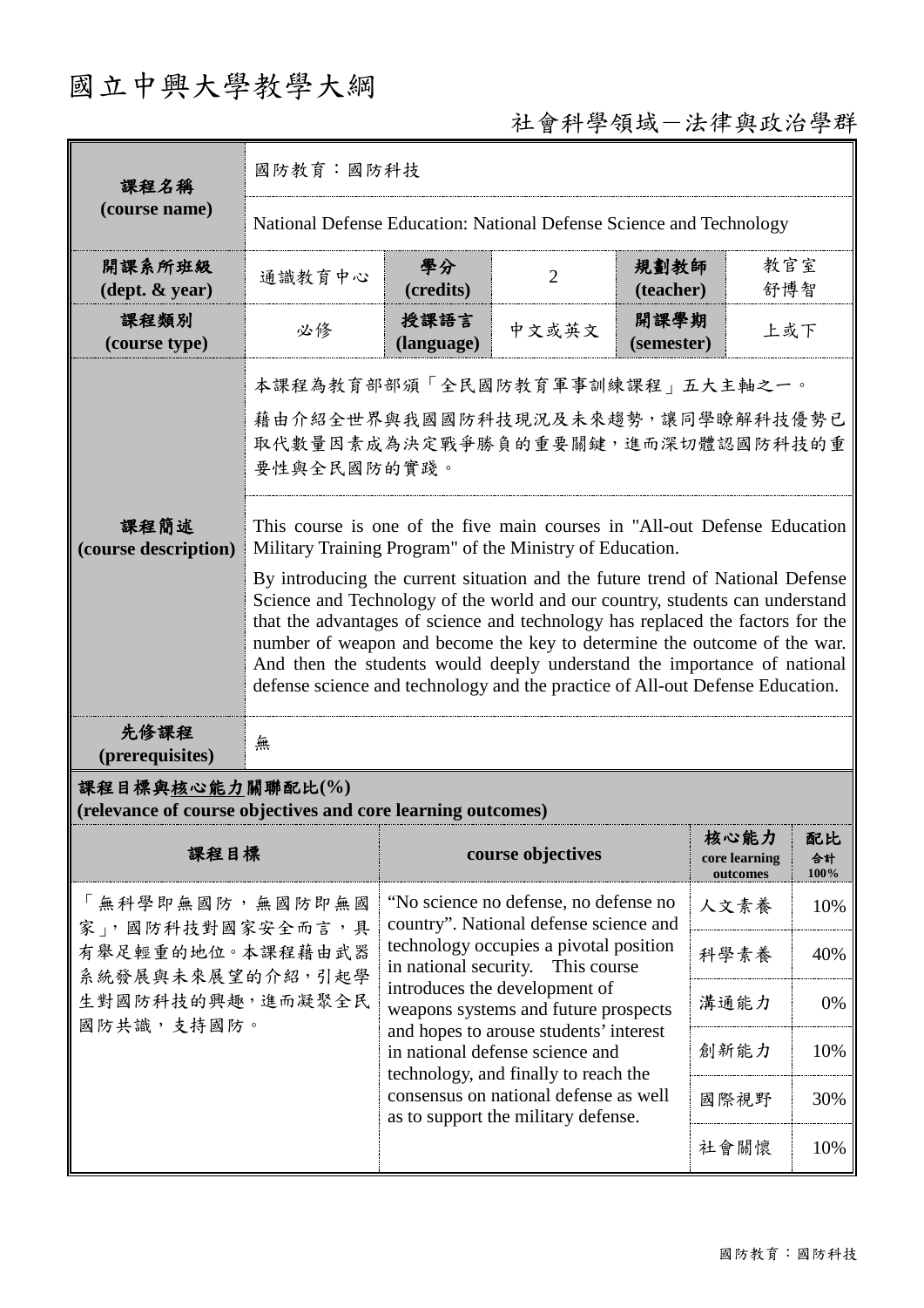# 國立中興大學教學大綱

社會科學領域－法律與政治學群

| 課程名稱 (course name) | 國防教育：國防科技 | | | | |
|---|---|---|---|---|---|
| | National Defense Education: National Defense Science and Technology | | | | |
| 開課系所班級 (dept. & year) | 通識教育中心 | 學分 (credits) | 2 | 規劃教師 (teacher) | 教官室 舒博智 |
| 課程類別 (course type) | 必修 | 授課語言 (language) | 中文或英文 | 開課學期 (semester) | 上或下 |
| 課程簡述 (course description) | 本課程為教育部部頒「全民國防教育軍事訓練課程」五大主軸之一。<br>藉由介紹全世界與我國國防科技現況及未來趨勢，讓同學瞭解科技優勢已取代數量因素成為決定戰爭勝負的重要關鍵，進而深切體認國防科技的重要性與全民國防的實踐。 | | | | |
| | This course is one of the five main courses in "All-out Defense Education Military Training Program" of the Ministry of Education.<br>By introducing the current situation and the future trend of National Defense Science and Technology of the world and our country, students can understand that the advantages of science and technology has replaced the factors for the number of weapon and become the key to determine the outcome of the war. And then the students would deeply understand the importance of national defense science and technology and the practice of All-out Defense Education. | | | | |
| 先修課程 (prerequisites) | 無 | | | | |

**課程目標與核心能力關聯配比(%)**
**(relevance of course objectives and core learning outcomes)**

| 課程目標 | course objectives | 核心能力 core learning outcomes | 配比 合計100% |
|---|---|---|---|
| 「無科學即無國防，無國防即無國家」，國防科技對國家安全而言，具有舉足輕重的地位。本課程藉由武器系統發展與未來展望的介紹，引起學生對國防科技的興趣，進而凝聚全民國防共識，支持國防。 | "No science no defense, no defense no country". National defense science and technology occupies a pivotal position in national security. This course introduces the development of weapons systems and future prospects and hopes to arouse students' interest in national defense science and technology, and finally to reach the consensus on national defense as well as to support the military defense. | 人文素養 | 10% |
| | | 科學素養 | 40% |
| | | 溝通能力 | 0% |
| | | 創新能力 | 10% |
| | | 國際視野 | 30% |
| | | 社會關懷 | 10% |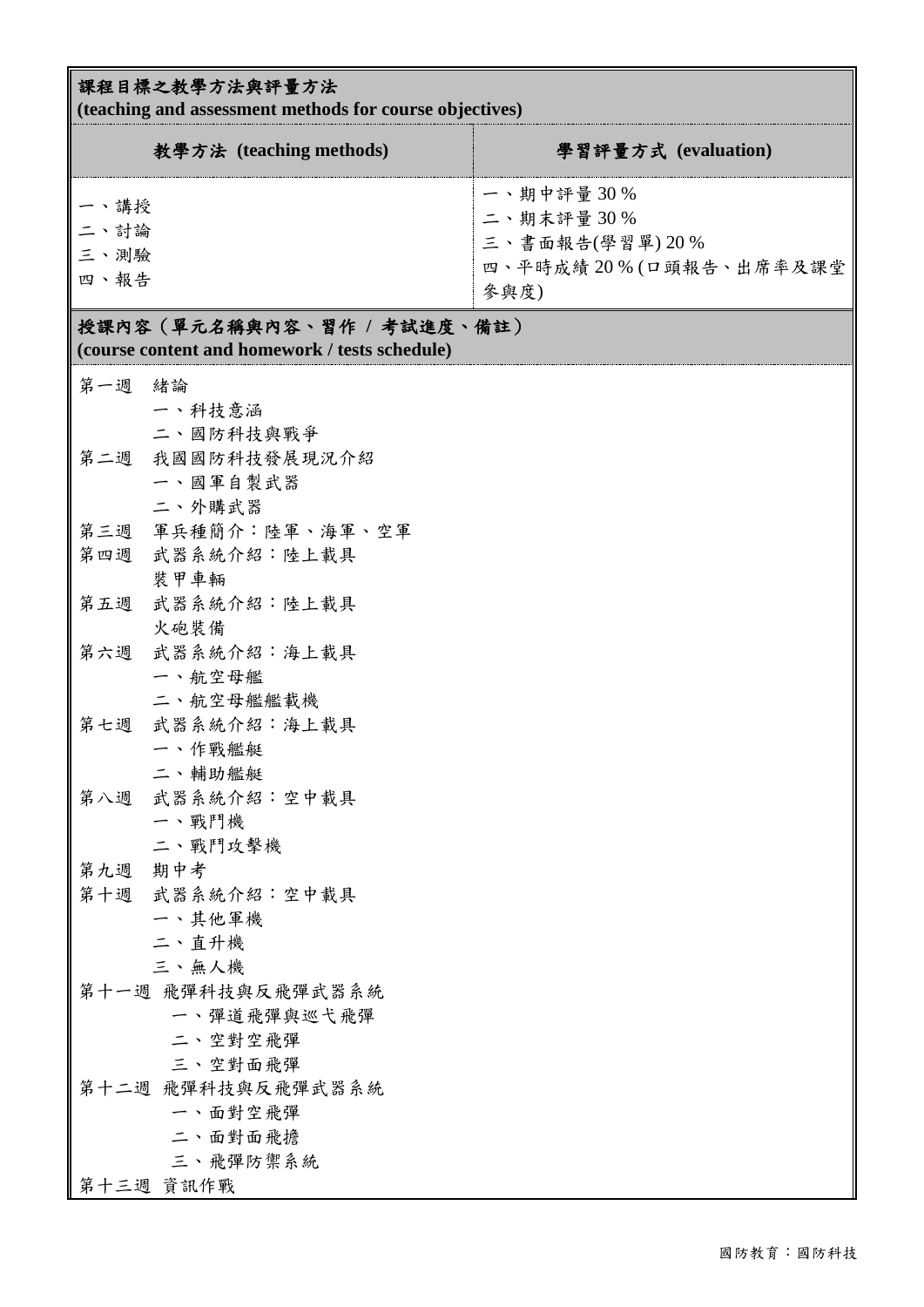| 課程目標之教學方法與評量方法 (teaching and assessment methods for course objectives) | |
|---|---|
| **教學方法 (teaching methods)** | **學習評量方式 (evaluation)** |
| 一、講授<br>二、討論<br>三、測驗<br>四、報告 | 一、期中評量 30 %<br>二、期末評量 30 %<br>三、書面報告(學習單) 20 %<br>四、平時成績 20 % (口頭報告、出席率及課堂參與度) |

**授課內容（單元名稱與內容、習作 / 考試進度、備註）**
**(course content and homework / tests schedule)**

第一週　緒論
　　一、科技意涵
　　二、國防科技與戰爭
第二週　我國國防科技發展現況介紹
　　一、國軍自製武器
　　二、外購武器
第三週　軍兵種簡介：陸軍、海軍、空軍
第四週　武器系統介紹：陸上載具
　　裝甲車輛
第五週　武器系統介紹：陸上載具
　　火砲裝備
第六週　武器系統介紹：海上載具
　　一、航空母艦
　　二、航空母艦艦載機
第七週　武器系統介紹：海上載具
　　一、作戰艦艇
　　二、輔助艦艇
第八週　武器系統介紹：空中載具
　　一、戰鬥機
　　二、戰鬥攻擊機
第九週　期中考
第十週　武器系統介紹：空中載具
　　一、其他軍機
　　二、直升機
　　三、無人機
第十一週　飛彈科技與反飛彈武器系統
　　一、彈道飛彈與巡弋飛彈
　　二、空對空飛彈
　　三、空對面飛彈
第十二週　飛彈科技與反飛彈武器系統
　　一、面對空飛彈
　　二、面對面飛擔
　　三、飛彈防禦系統
第十三週　資訊作戰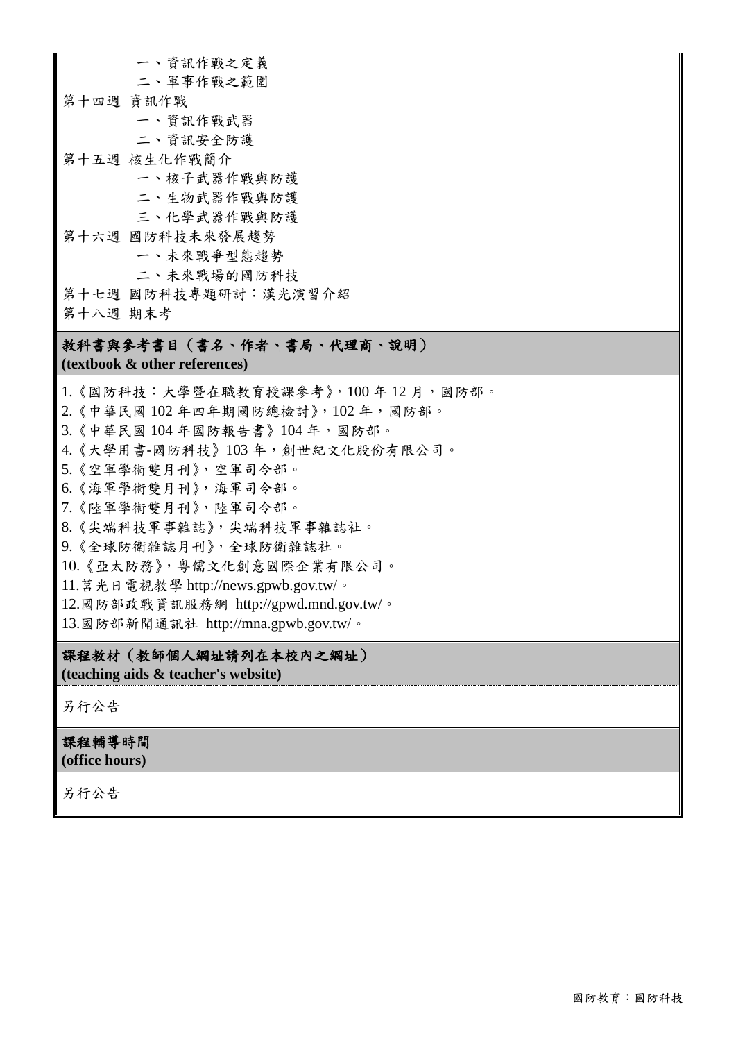一、資訊作戰之定義

二、軍事作戰之範圍

第十四週 資訊作戰

一、資訊作戰武器

二、資訊安全防護

第十五週 核生化作戰簡介

一、核子武器作戰與防護

二、生物武器作戰與防護

三、化學武器作戰與防護

第十六週 國防科技未來發展趨勢

一、未來戰爭型態趨勢

二、未來戰場的國防科技

第十七週 國防科技專題研討：漢光演習介紹

第十八週 期末考

## 教科書與參考書目（書名、作者、書局、代理商、說明）
**(textbook & other references)**

1.《國防科技：大學暨在職教育授課參考》，100 年 12 月，國防部。
2.《中華民國 102 年四年期國防總檢討》，102 年，國防部。
3.《中華民國 104 年國防報告書》104 年，國防部。
4.《大學用書-國防科技》103 年，創世紀文化股份有限公司。
5.《空軍學術雙月刊》，空軍司令部。
6.《海軍學術雙月刊》，海軍司令部。
7.《陸軍學術雙月刊》，陸軍司令部。
8.《尖端科技軍事雜誌》，尖端科技軍事雜誌社。
9.《全球防衛雜誌月刊》，全球防衛雜誌社。
10.《亞太防務》，粵儒文化創意國際企業有限公司。
11.莒光日電視教學 http://news.gpwb.gov.tw/。
12.國防部政戰資訊服務網 http://gpwd.mnd.gov.tw/。
13.國防部新聞通訊社 http://mna.gpwb.gov.tw/。

## 課程教材（教師個人網址請列在本校內之網址）
**(teaching aids & teacher's website)**

另行公告

## 課程輔導時間
**(office hours)**

另行公告